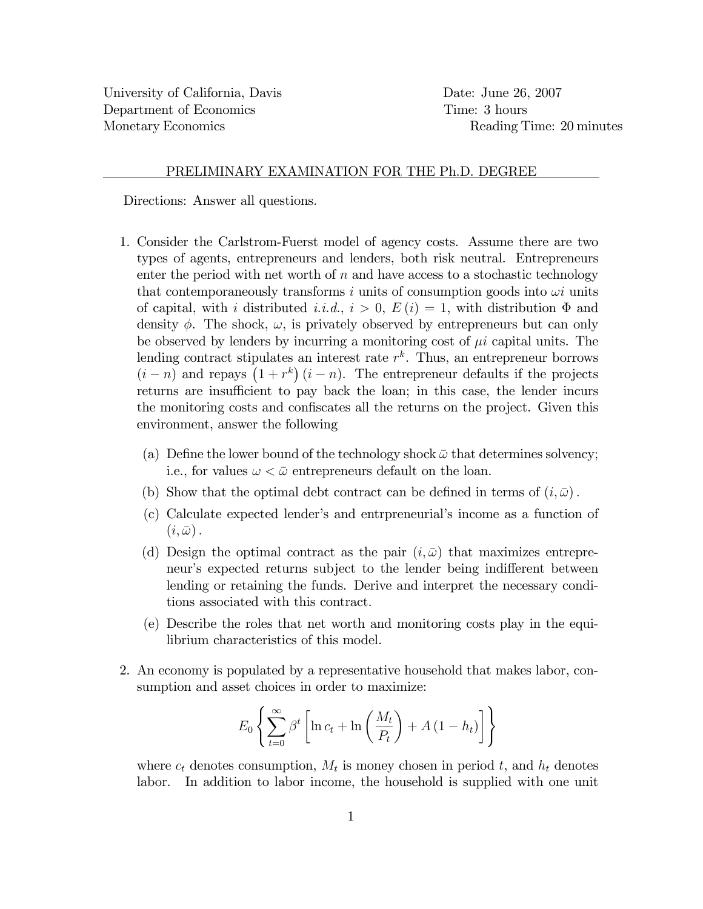University of California, Davis
Department of Economics
Monetary Economics

Date: June 26, 2007
Time: 3 hours
Reading Time: 20 minutes

PRELIMINARY EXAMINATION FOR THE Ph.D. DEGREE

Directions: Answer all questions.

1. Consider the Carlstrom-Fuerst model of agency costs. Assume there are two types of agents, entrepreneurs and lenders, both risk neutral. Entrepreneurs enter the period with net worth of $n$ and have access to a stochastic technology that contemporaneously transforms $i$ units of consumption goods into $\omega i$ units of capital, with $i$ distributed *i.i.d.*, $i > 0$, $E(i) = 1$, with distribution $\Phi$ and density $\phi$. The shock, $\omega$, is privately observed by entrepreneurs but can only be observed by lenders by incurring a monitoring cost of $\mu i$ capital units. The lending contract stipulates an interest rate $r^k$. Thus, an entrepreneur borrows $(i - n)$ and repays $\left(1 + r^k\right)(i - n)$. The entrepreneur defaults if the projects returns are insufficient to pay back the loan; in this case, the lender incurs the monitoring costs and confiscates all the returns on the project. Given this environment, answer the following

   (a) Define the lower bound of the technology shock $\bar{\omega}$ that determines solvency; i.e., for values $\omega < \bar{\omega}$ entrepreneurs default on the loan.

   (b) Show that the optimal debt contract can be defined in terms of $(i, \bar{\omega})$.

   (c) Calculate expected lender's and entrpreneurial's income as a function of $(i, \bar{\omega})$.

   (d) Design the optimal contract as the pair $(i, \bar{\omega})$ that maximizes entrepreneur's expected returns subject to the lender being indifferent between lending or retaining the funds. Derive and interpret the necessary conditions associated with this contract.

   (e) Describe the roles that net worth and monitoring costs play in the equilibrium characteristics of this model.

2. An economy is populated by a representative household that makes labor, consumption and asset choices in order to maximize:

$$E_0 \left\{ \sum_{t=0}^{\infty} \beta^t \left[ \ln c_t + \ln \left( \frac{M_t}{P_t} \right) + A(1 - h_t) \right] \right\}$$

where $c_t$ denotes consumption, $M_t$ is money chosen in period $t$, and $h_t$ denotes labor. In addition to labor income, the household is supplied with one unit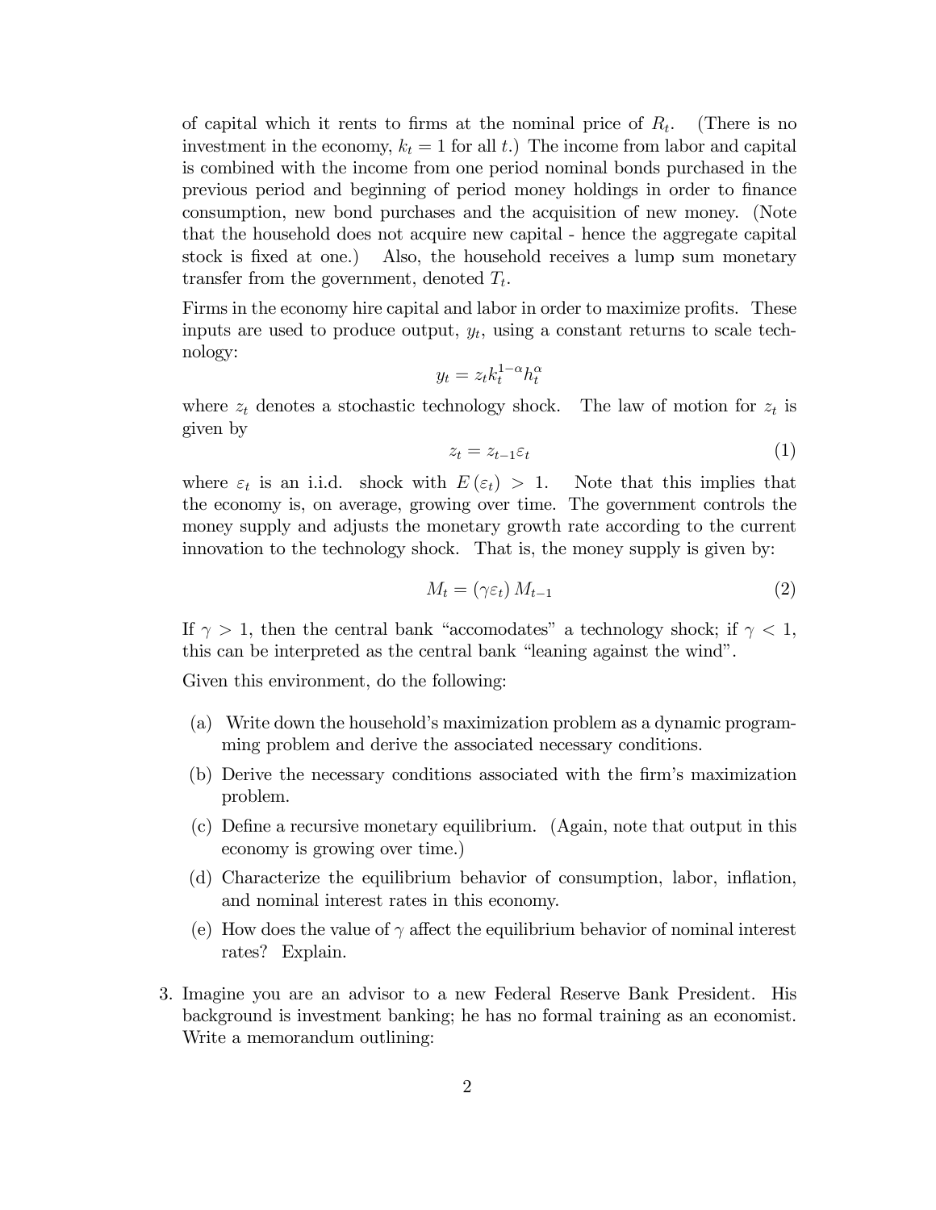of capital which it rents to firms at the nominal price of $R_t$. (There is no investment in the economy, $k_t = 1$ for all $t$.) The income from labor and capital is combined with the income from one period nominal bonds purchased in the previous period and beginning of period money holdings in order to finance consumption, new bond purchases and the acquisition of new money. (Note that the household does not acquire new capital - hence the aggregate capital stock is fixed at one.) Also, the household receives a lump sum monetary transfer from the government, denoted $T_t$.

Firms in the economy hire capital and labor in order to maximize profits. These inputs are used to produce output, $y_t$, using a constant returns to scale technology:

$$y_t = z_t k_t^{1-\alpha} h_t^{\alpha}$$

where $z_t$ denotes a stochastic technology shock. The law of motion for $z_t$ is given by

$$z_t = z_{t-1}\varepsilon_t \tag{1}$$

where $\varepsilon_t$ is an i.i.d. shock with $E(\varepsilon_t) > 1$. Note that this implies that the economy is, on average, growing over time. The government controls the money supply and adjusts the monetary growth rate according to the current innovation to the technology shock. That is, the money supply is given by:

$$M_t = (\gamma \varepsilon_t) M_{t-1} \tag{2}$$

If $\gamma > 1$, then the central bank "accomodates" a technology shock; if $\gamma < 1$, this can be interpreted as the central bank "leaning against the wind".

Given this environment, do the following:

(a) Write down the household's maximization problem as a dynamic programming problem and derive the associated necessary conditions.

(b) Derive the necessary conditions associated with the firm's maximization problem.

(c) Define a recursive monetary equilibrium. (Again, note that output in this economy is growing over time.)

(d) Characterize the equilibrium behavior of consumption, labor, inflation, and nominal interest rates in this economy.

(e) How does the value of $\gamma$ affect the equilibrium behavior of nominal interest rates? Explain.

3. Imagine you are an advisor to a new Federal Reserve Bank President. His background is investment banking; he has no formal training as an economist. Write a memorandum outlining: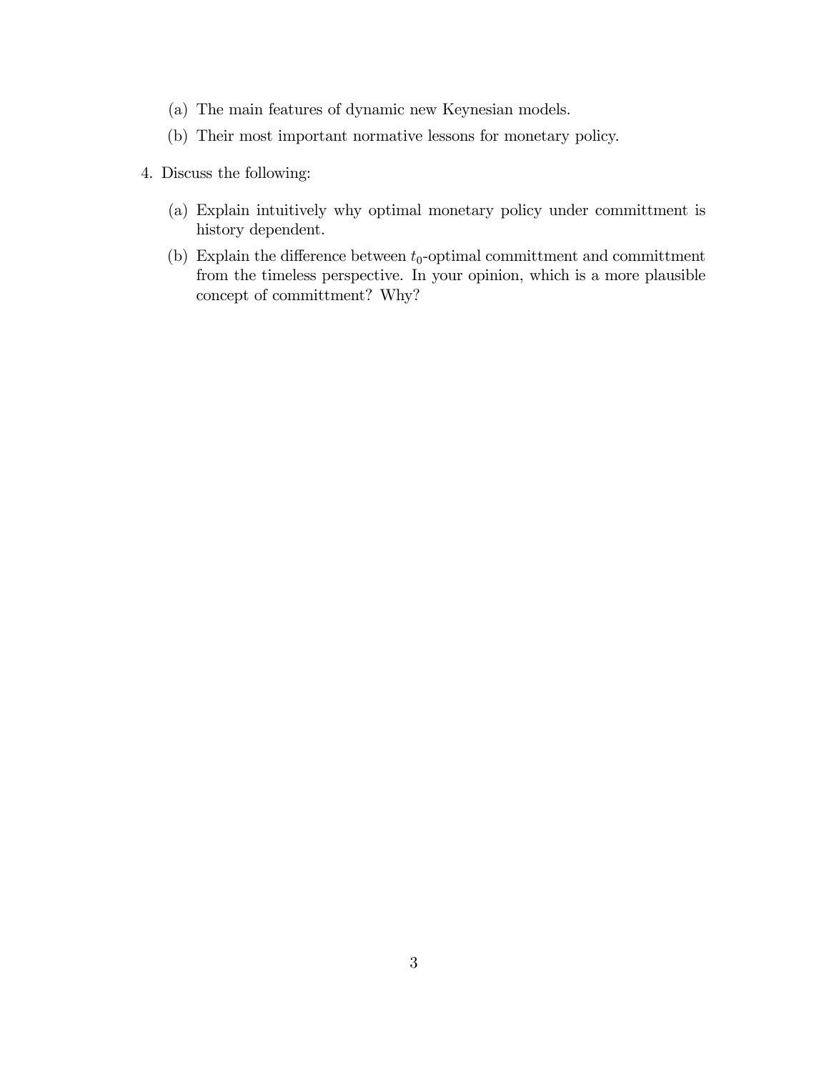(a) The main features of dynamic new Keynesian models.

(b) Their most important normative lessons for monetary policy.

4. Discuss the following:

   (a) Explain intuitively why optimal monetary policy under committment is history dependent.

   (b) Explain the difference between $t_0$-optimal committment and committment from the timeless perspective. In your opinion, which is a more plausible concept of committment? Why?